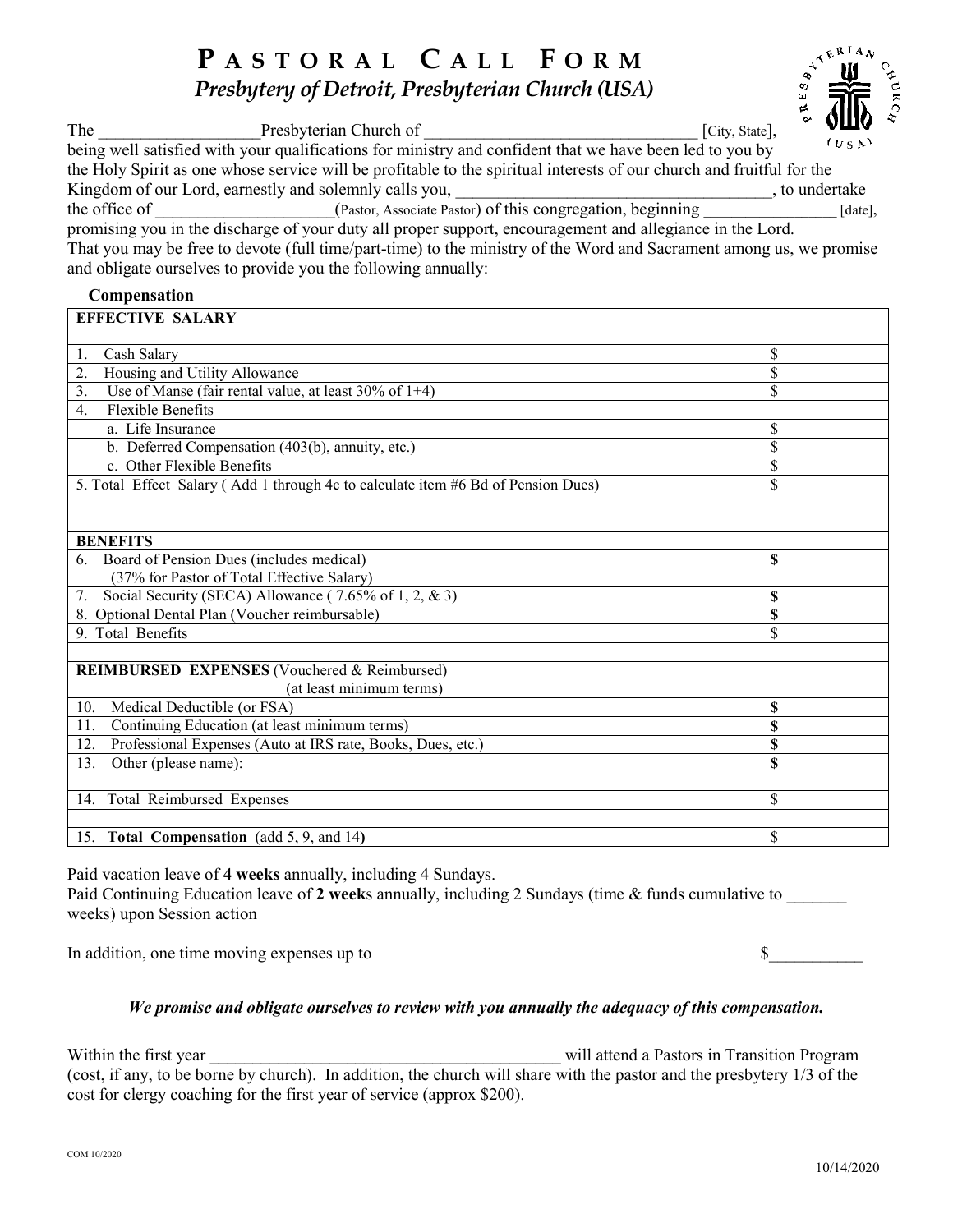# PASTORAL CALL FORM

## *Presbytery of Detroit, Presbyterian Church (USA)*

The ___________________Presbyterian Church of ________________________________ [City, State], being well satisfied with your qualifications for ministry and confident that we have been led to you by the Holy Spirit as one whose service will be profitable to the spiritual interests of our church and fruitful for the Kingdom of our Lord, earnestly and solemnly calls you, ______________________________________, to undertake the office of _____________________(Pastor, Associate Pastor) of this congregation, beginning ________________ [date], promising you in the discharge of your duty all proper support, encouragement and allegiance in the Lord. That you may be free to devote (full time/part-time) to the ministry of the Word and Sacrament among us, we promise and obligate ourselves to provide you the following annually:

**Compensation**

| **EFFECTIVE SALARY** | |
|---|---|
| 1. Cash Salary | $ |
| 2. Housing and Utility Allowance | $ |
| 3. Use of Manse (fair rental value, at least 30% of 1+4) | $ |
| 4. Flexible Benefits | |
| a. Life Insurance | $ |
| b. Deferred Compensation (403(b), annuity, etc.) | $ |
| c. Other Flexible Benefits | $ |
| 5. Total Effect Salary ( Add 1 through 4c to calculate item #6 Bd of Pension Dues) | $ |
| | |
| | |
| **BENEFITS** | |
| 6. Board of Pension Dues (includes medical) (37% for Pastor of Total Effective Salary) | **$** |
| 7. Social Security (SECA) Allowance ( 7.65% of 1, 2, & 3) | **$** |
| 8. Optional Dental Plan (Voucher reimbursable) | **$** |
| 9. Total Benefits | $ |
| | |
| **REIMBURSED EXPENSES** (Vouchered & Reimbursed) (at least minimum terms) | |
| 10. Medical Deductible (or FSA) | **$** |
| 11. Continuing Education (at least minimum terms) | **$** |
| 12. Professional Expenses (Auto at IRS rate, Books, Dues, etc.) | **$** |
| 13. Other (please name): | **$** |
| 14. Total Reimbursed Expenses | $ |
| | |
| 15. **Total Compensation** (add 5, 9, and 14**)** | $ |

Paid vacation leave of **4 weeks** annually, including 4 Sundays.
Paid Continuing Education leave of **2 week**s annually, including 2 Sundays (time & funds cumulative to _______ weeks) upon Session action

In addition, one time moving expenses up to $___________

***We promise and obligate ourselves to review with you annually the adequacy of this compensation.***

Within the first year __________________________________________ will attend a Pastors in Transition Program (cost, if any, to be borne by church). In addition, the church will share with the pastor and the presbytery 1/3 of the cost for clergy coaching for the first year of service (approx $200).

COM 10/2020

10/14/2020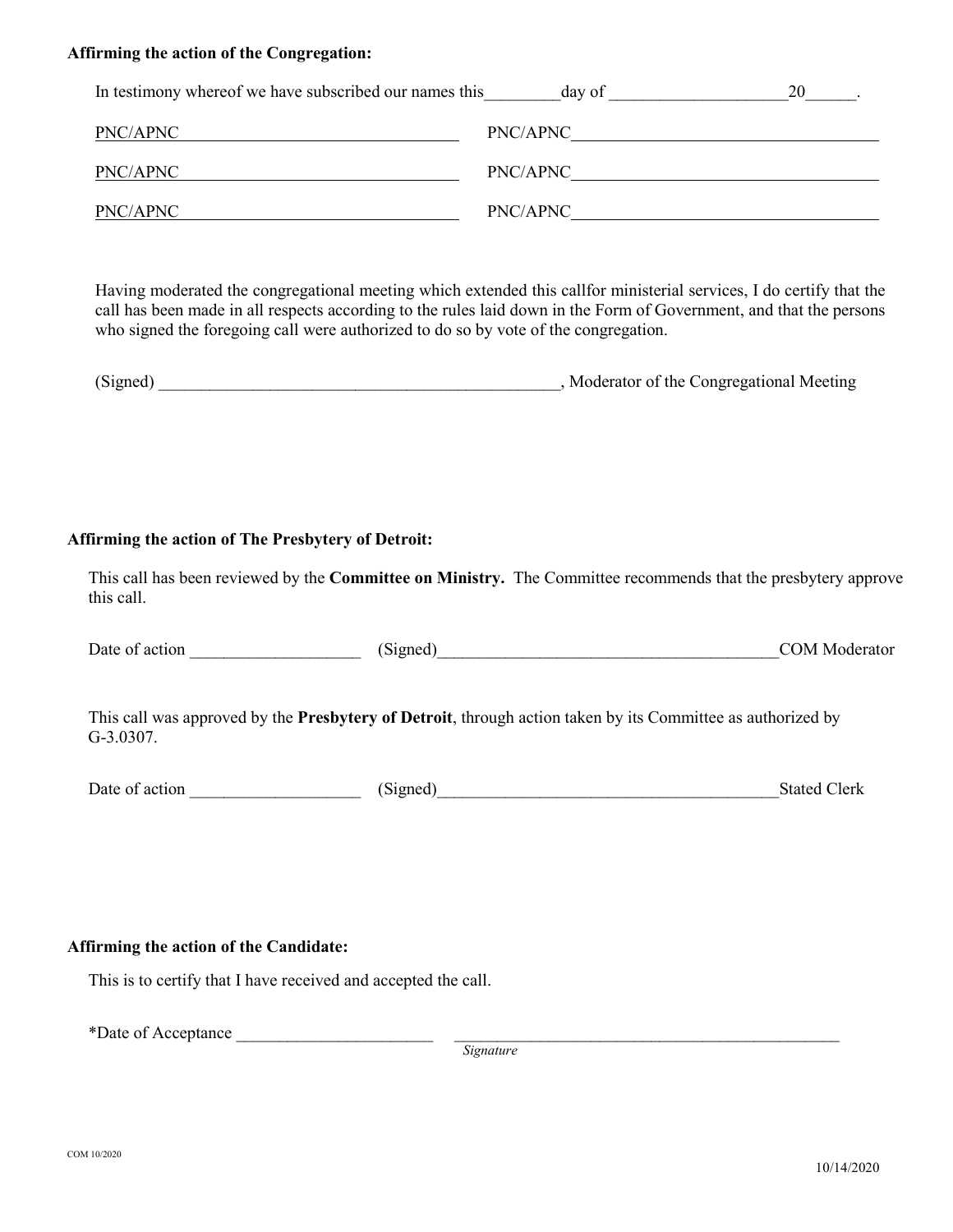**Affirming the action of the Congregation:**

In testimony whereof we have subscribed our names this_________day of _____________________20______.

PNC/APNC_________________________________ PNC/APNC_____________________________________

PNC/APNC_________________________________ PNC/APNC_____________________________________

PNC/APNC_________________________________ PNC/APNC_____________________________________

Having moderated the congregational meeting which extended this callfor ministerial services, I do certify that the call has been made in all respects according to the rules laid down in the Form of Government, and that the persons who signed the foregoing call were authorized to do so by vote of the congregation.

(Signed) _________________________________________________, Moderator of the Congregational Meeting

**Affirming the action of The Presbytery of Detroit:**

This call has been reviewed by the **Committee on Ministry.** The Committee recommends that the presbytery approve this call.

Date of action ____________________ (Signed)_________________________________________COM Moderator

This call was approved by the **Presbytery of Detroit**, through action taken by its Committee as authorized by G-3.0307.

Date of action ____________________ (Signed)_________________________________________Stated Clerk

**Affirming the action of the Candidate:**

This is to certify that I have received and accepted the call.

*Date of Acceptance _______________________ _______________________________________________

*Signature*

COM 10/2020

10/14/2020